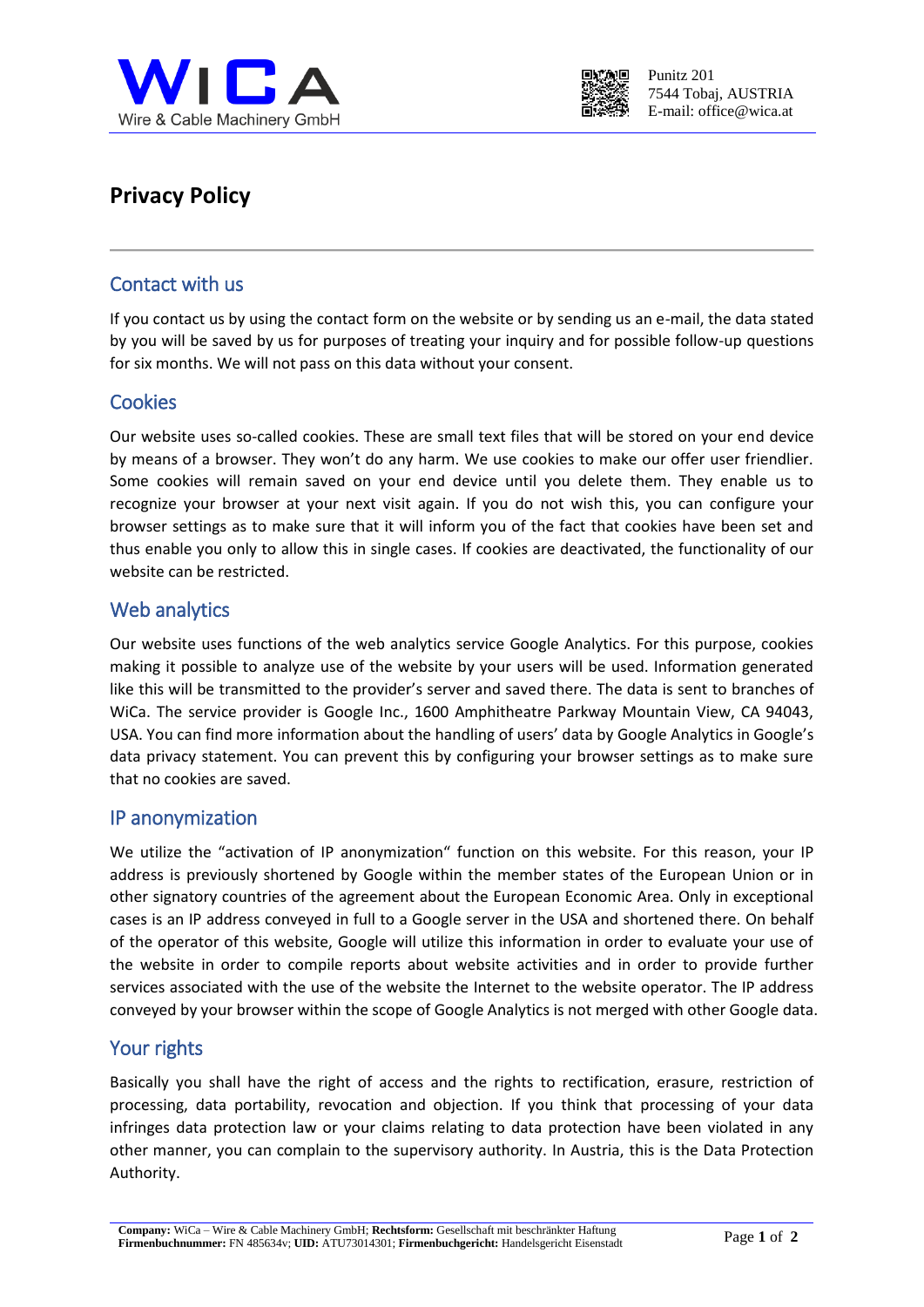Punitz 201
7544 Tobaj, AUSTRIA
E-mail: office@wica.at

# Privacy Policy

## Contact with us

If you contact us by using the contact form on the website or by sending us an e-mail, the data stated by you will be saved by us for purposes of treating your inquiry and for possible follow-up questions for six months. We will not pass on this data without your consent.

## Cookies

Our website uses so-called cookies. These are small text files that will be stored on your end device by means of a browser. They won't do any harm. We use cookies to make our offer user friendlier. Some cookies will remain saved on your end device until you delete them. They enable us to recognize your browser at your next visit again. If you do not wish this, you can configure your browser settings as to make sure that it will inform you of the fact that cookies have been set and thus enable you only to allow this in single cases. If cookies are deactivated, the functionality of our website can be restricted.

## Web analytics

Our website uses functions of the web analytics service Google Analytics. For this purpose, cookies making it possible to analyze use of the website by your users will be used. Information generated like this will be transmitted to the provider's server and saved there. The data is sent to branches of WiCa. The service provider is Google Inc., 1600 Amphitheatre Parkway Mountain View, CA 94043, USA. You can find more information about the handling of users' data by Google Analytics in Google's data privacy statement. You can prevent this by configuring your browser settings as to make sure that no cookies are saved.

## IP anonymization

We utilize the "activation of IP anonymization" function on this website. For this reason, your IP address is previously shortened by Google within the member states of the European Union or in other signatory countries of the agreement about the European Economic Area. Only in exceptional cases is an IP address conveyed in full to a Google server in the USA and shortened there. On behalf of the operator of this website, Google will utilize this information in order to evaluate your use of the website in order to compile reports about website activities and in order to provide further services associated with the use of the website the Internet to the website operator. The IP address conveyed by your browser within the scope of Google Analytics is not merged with other Google data.

## Your rights

Basically you shall have the right of access and the rights to rectification, erasure, restriction of processing, data portability, revocation and objection. If you think that processing of your data infringes data protection law or your claims relating to data protection have been violated in any other manner, you can complain to the supervisory authority. In Austria, this is the Data Protection Authority.

**Company:** WiCa – Wire & Cable Machinery GmbH; **Rechtsform:** Gesellschaft mit beschränkter Haftung
**Firmenbuchnummer:** FN 485634v; **UID:** ATU73014301; **Firmenbuchgericht:** Handelsgericht Eisenstadt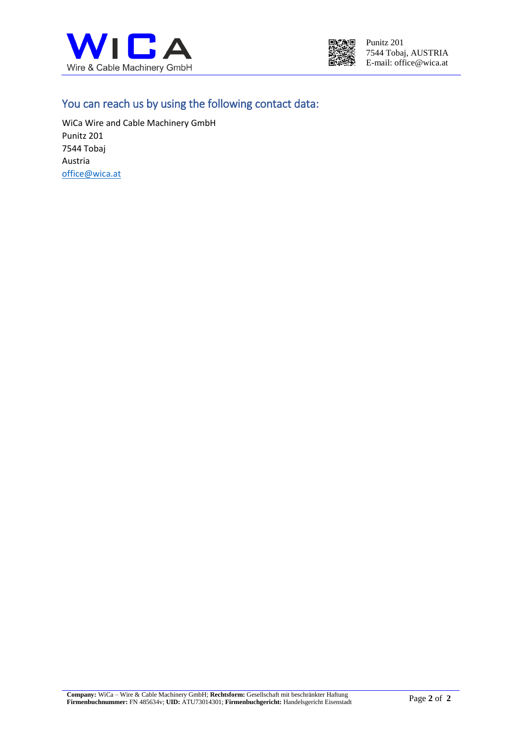## You can reach us by using the following contact data:

WiCa Wire and Cable Machinery GmbH
Punitz 201
7544 Tobaj
Austria
office@wica.at